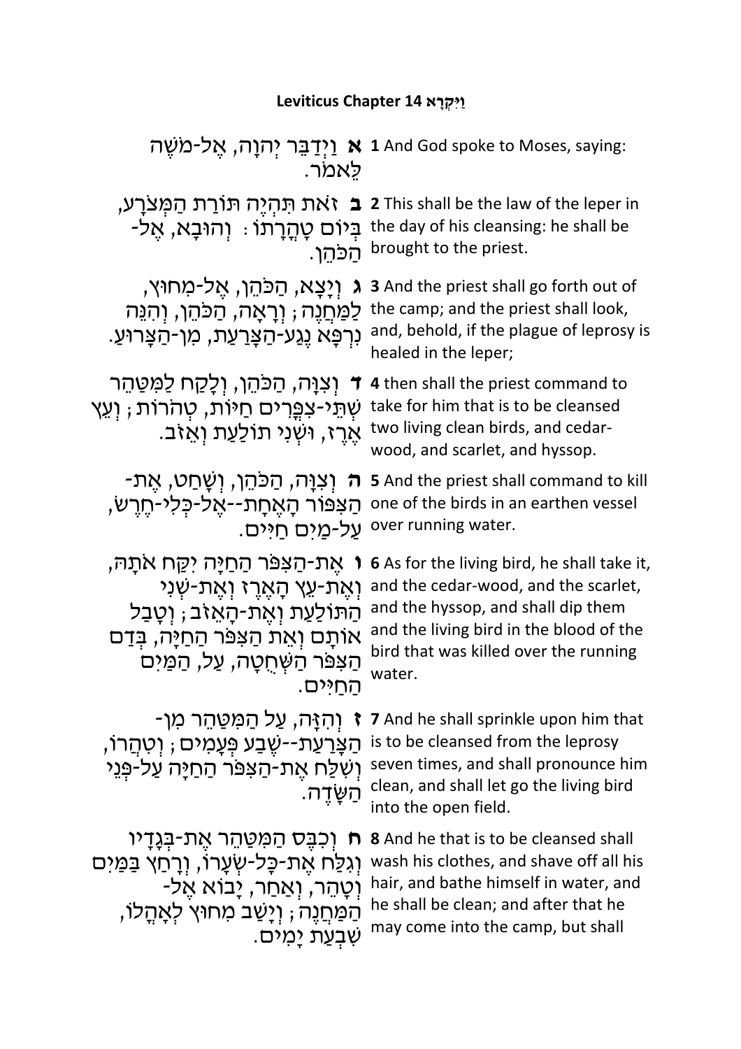# Leviticus Chapter 14 וַיִּקְרָא

| | |
|---|---|
| **א** וַיְדַבֵּר יְהוָה, אֶל-מֹשֶׁה לֵּאמֹר. | **1** And God spoke to Moses, saying: |
| **ב** זֹאת תִּהְיֶה תּוֹרַת הַמְּצֹרָע, בְּיוֹם טָהֳרָתוֹ: וְהוּבָא, אֶל-הַכֹּהֵן. | **2** This shall be the law of the leper in the day of his cleansing: he shall be brought to the priest. |
| **ג** וְיָצָא, הַכֹּהֵן, אֶל-מִחוּץ, לַמַּחֲנֶה; וְרָאָה, הַכֹּהֵן, וְהִנֵּה נִרְפָּא נֶגַע-הַצָּרַעַת, מִן-הַצָּרוּעַ. | **3** And the priest shall go forth out of the camp; and the priest shall look, and, behold, if the plague of leprosy is healed in the leper; |
| **ד** וְצִוָּה, הַכֹּהֵן, וְלָקַח לַמִּטַּהֵר שְׁתֵּי-צִפֳּרִים חַיּוֹת, טְהֹרוֹת; וְעֵץ אֶרֶז, וּשְׁנִי תוֹלַעַת וְאֵזֹב. | **4** then shall the priest command to take for him that is to be cleansed two living clean birds, and cedar-wood, and scarlet, and hyssop. |
| **ה** וְצִוָּה, הַכֹּהֵן, וְשָׁחַט, אֶת-הַצִּפּוֹר הָאֶחָת--אֶל-כְּלִי-חֶרֶשׂ, עַל-מַיִם חַיִּים. | **5** And the priest shall command to kill one of the birds in an earthen vessel over running water. |
| **ו** אֶת-הַצִּפֹּר הַחַיָּה יִקַּח אֹתָהּ, וְאֶת-עֵץ הָאֶרֶז וְאֶת-שְׁנִי הַתּוֹלַעַת וְאֶת-הָאֵזֹב; וְטָבַל אוֹתָם וְאֵת הַצִּפֹּר הַחַיָּה, בְּדַם הַצִּפֹּר הַשְּׁחֻטָה, עַל, הַמַּיִם הַחַיִּים. | **6** As for the living bird, he shall take it, and the cedar-wood, and the scarlet, and the hyssop, and shall dip them and the living bird in the blood of the bird that was killed over the running water. |
| **ז** וְהִזָּה, עַל הַמִּטַּהֵר מִן-הַצָּרַעַת--שֶׁבַע פְּעָמִים; וְטִהֲרוֹ, וְשִׁלַּח אֶת-הַצִּפֹּר הַחַיָּה עַל-פְּנֵי הַשָּׂדֶה. | **7** And he shall sprinkle upon him that is to be cleansed from the leprosy seven times, and shall pronounce him clean, and shall let go the living bird into the open field. |
| **ח** וְכִבֶּס הַמִּטַּהֵר אֶת-בְּגָדָיו וְגִלַּח אֶת-כָּל-שְׂעָרוֹ, וְרָחַץ בַּמַּיִם וְטָהֵר, וְאַחַר, יָבוֹא אֶל-הַמַּחֲנֶה; וְיָשַׁב מִחוּץ לְאָהֳלוֹ, שִׁבְעַת יָמִים. | **8** And he that is to be cleansed shall wash his clothes, and shave off all his hair, and bathe himself in water, and he shall be clean; and after that he may come into the camp, but shall |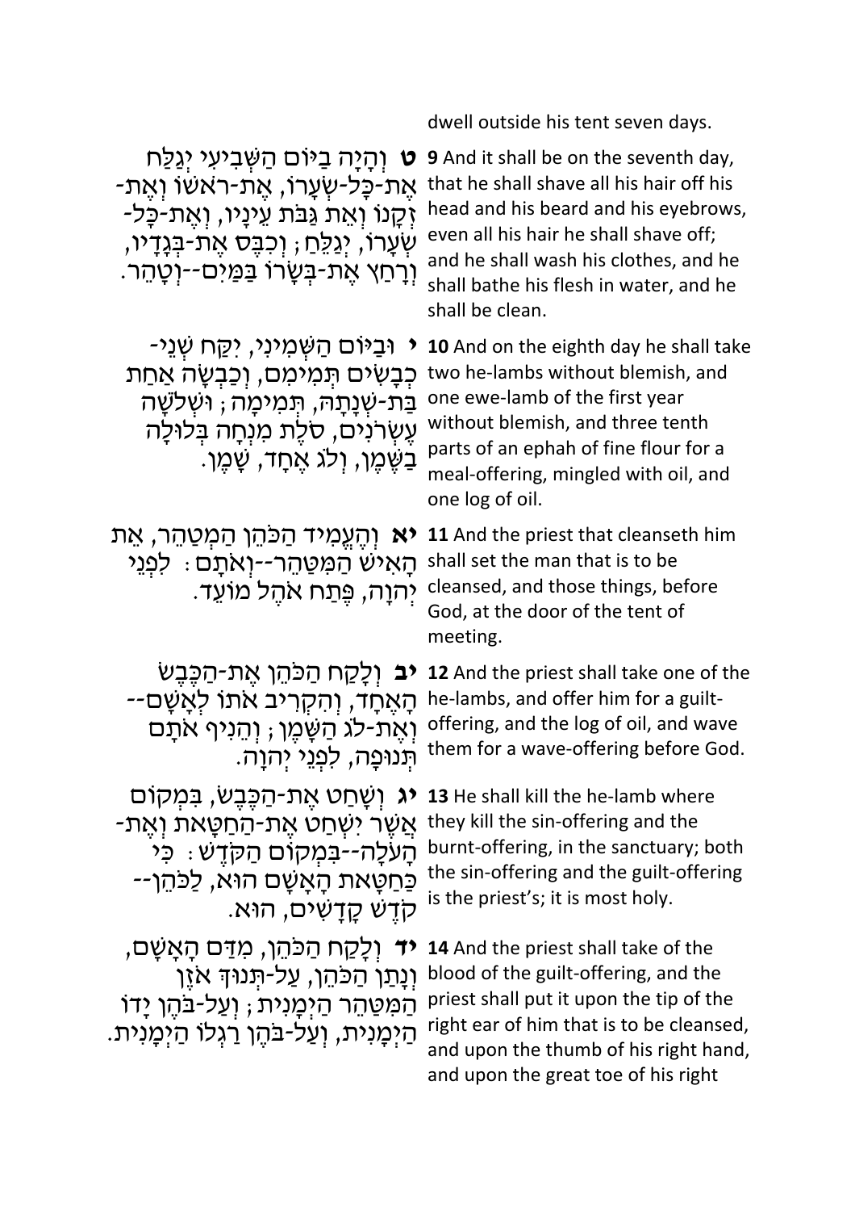dwell outside his tent seven days.

| | |
|---|---|
| **ט** וְהָיָה בַיּוֹם הַשְּׁבִיעִי יְגַלַּח אֶת-כָּל-שְׂעָרוֹ, אֶת-רֹאשׁוֹ וְאֶת-זְקָנוֹ וְאֵת גַּבֹּת עֵינָיו, וְאֶת-כָּל-שְׂעָרוֹ, יְגַלֵּחַ; וְכִבֶּס אֶת-בְּגָדָיו, וְרָחַץ אֶת-בְּשָׂרוֹ בַּמַּיִם--וְטָהֵר. | **9** And it shall be on the seventh day, that he shall shave all his hair off his head and his beard and his eyebrows, even all his hair he shall shave off; and he shall wash his clothes, and he shall bathe his flesh in water, and he shall be clean. |
| **י** וּבַיּוֹם הַשְּׁמִינִי, יִקַּח שְׁנֵי-כְבָשִׂים תְּמִימִם, וְכַבְשָׂה אַחַת בַּת-שְׁנָתָהּ, תְּמִימָה; וּשְׁלֹשָׁה עֶשְׂרֹנִים, סֹלֶת מִנְחָה בְּלוּלָה בַשֶּׁמֶן, וְלֹג אֶחָד, שָׁמֶן. | **10** And on the eighth day he shall take two he-lambs without blemish, and one ewe-lamb of the first year without blemish, and three tenth parts of an ephah of fine flour for a meal-offering, mingled with oil, and one log of oil. |
| **יא** וְהֶעֱמִיד הַכֹּהֵן הַמְטַהֵר, אֵת הָאִישׁ הַמִּטַּהֵר--וְאֹתָם: לִפְנֵי יְהוָה, פֶּתַח אֹהֶל מוֹעֵד. | **11** And the priest that cleanseth him shall set the man that is to be cleansed, and those things, before God, at the door of the tent of meeting. |
| **יב** וְלָקַח הַכֹּהֵן אֶת-הַכֶּבֶשׂ הָאֶחָד, וְהִקְרִיב אֹתוֹ לְאָשָׁם--וְאֶת-לֹג הַשָּׁמֶן; וְהֵנִיף אֹתָם תְּנוּפָה, לִפְנֵי יְהוָה. | **12** And the priest shall take one of the he-lambs, and offer him for a guilt-offering, and the log of oil, and wave them for a wave-offering before God. |
| **יג** וְשָׁחַט אֶת-הַכֶּבֶשׂ, בִּמְקוֹם אֲשֶׁר יִשְׁחַט אֶת-הַחַטָּאת וְאֶת-הָעֹלָה--בִּמְקוֹם הַקֹּדֶשׁ: כִּי כַּחַטָּאת הָאָשָׁם הוּא, לַכֹּהֵן--קֹדֶשׁ קָדָשִׁים, הוּא. | **13** He shall kill the he-lamb where they kill the sin-offering and the burnt-offering, in the sanctuary; both the sin-offering and the guilt-offering is the priest's; it is most holy. |
| **יד** וְלָקַח הַכֹּהֵן, מִדַּם הָאָשָׁם, וְנָתַן הַכֹּהֵן, עַל-תְּנוּךְ אֹזֶן הַמִּטַּהֵר הַיְמָנִית; וְעַל-בֹּהֶן יָדוֹ הַיְמָנִית, וְעַל-בֹּהֶן רַגְלוֹ הַיְמָנִית. | **14** And the priest shall take of the blood of the guilt-offering, and the priest shall put it upon the tip of the right ear of him that is to be cleansed, and upon the thumb of his right hand, and upon the great toe of his right |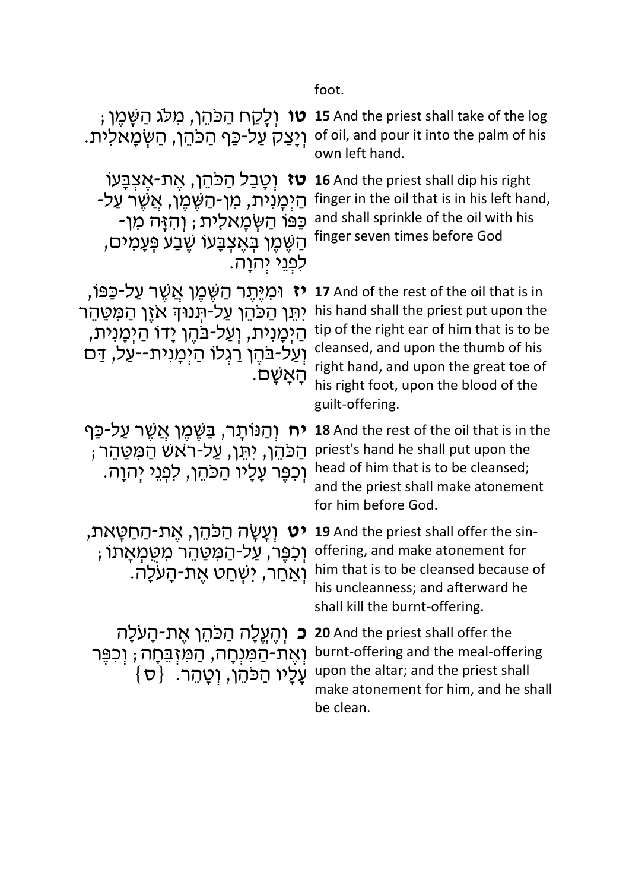foot.

| | |
|---|---|
| **טו** וְלָקַח הַכֹּהֵן, מִלֹּג הַשָּׁמֶן; וְיָצַק עַל-כַּף הַכֹּהֵן, הַשְּׂמָאלִית. | **15** And the priest shall take of the log of oil, and pour it into the palm of his own left hand. |
| **טז** וְטָבַל הַכֹּהֵן, אֶת-אֶצְבָּעוֹ הַיְמָנִית, מִן-הַשֶּׁמֶן, אֲשֶׁר עַל-כַּפּוֹ הַשְּׂמָאלִית; וְהִזָּה מִן-הַשֶּׁמֶן בְּאֶצְבָּעוֹ שֶׁבַע פְּעָמִים, לִפְנֵי יְהוָה. | **16** And the priest shall dip his right finger in the oil that is in his left hand, and shall sprinkle of the oil with his finger seven times before God |
| **יז** וּמִיֶּתֶר הַשֶּׁמֶן אֲשֶׁר עַל-כַּפּוֹ, יִתֵּן הַכֹּהֵן עַל-תְּנוּךְ אֹזֶן הַמִּטַּהֵר הַיְמָנִית, וְעַל-בֹּהֶן יָדוֹ הַיְמָנִית, וְעַל-בֹּהֶן רַגְלוֹ הַיְמָנִית--עַל, דַּם הָאָשָׁם. | **17** And of the rest of the oil that is in his hand shall the priest put upon the tip of the right ear of him that is to be cleansed, and upon the thumb of his right hand, and upon the great toe of his right foot, upon the blood of the guilt-offering. |
| **יח** וְהַנּוֹתָר, בַּשֶּׁמֶן אֲשֶׁר עַל-כַּף הַכֹּהֵן, יִתֵּן, עַל-רֹאשׁ הַמִּטַּהֵר; וְכִפֶּר עָלָיו הַכֹּהֵן, לִפְנֵי יְהוָה. | **18** And the rest of the oil that is in the priest's hand he shall put upon the head of him that is to be cleansed; and the priest shall make atonement for him before God. |
| **יט** וְעָשָׂה הַכֹּהֵן, אֶת-הַחַטָּאת, וְכִפֶּר, עַל-הַמִּטַּהֵר מִטֻּמְאָתוֹ; וְאַחַר, יִשְׁחַט אֶת-הָעֹלָה. | **19** And the priest shall offer the sin-offering, and make atonement for him that is to be cleansed because of his uncleanness; and afterward he shall kill the burnt-offering. |
| **כ** וְהֶעֱלָה הַכֹּהֵן אֶת-הָעֹלָה וְאֶת-הַמִּנְחָה, הַמִּזְבֵּחָה; וְכִפֶּר עָלָיו הַכֹּהֵן, וְטָהֵר. {ס} | **20** And the priest shall offer the burnt-offering and the meal-offering upon the altar; and the priest shall make atonement for him, and he shall be clean. |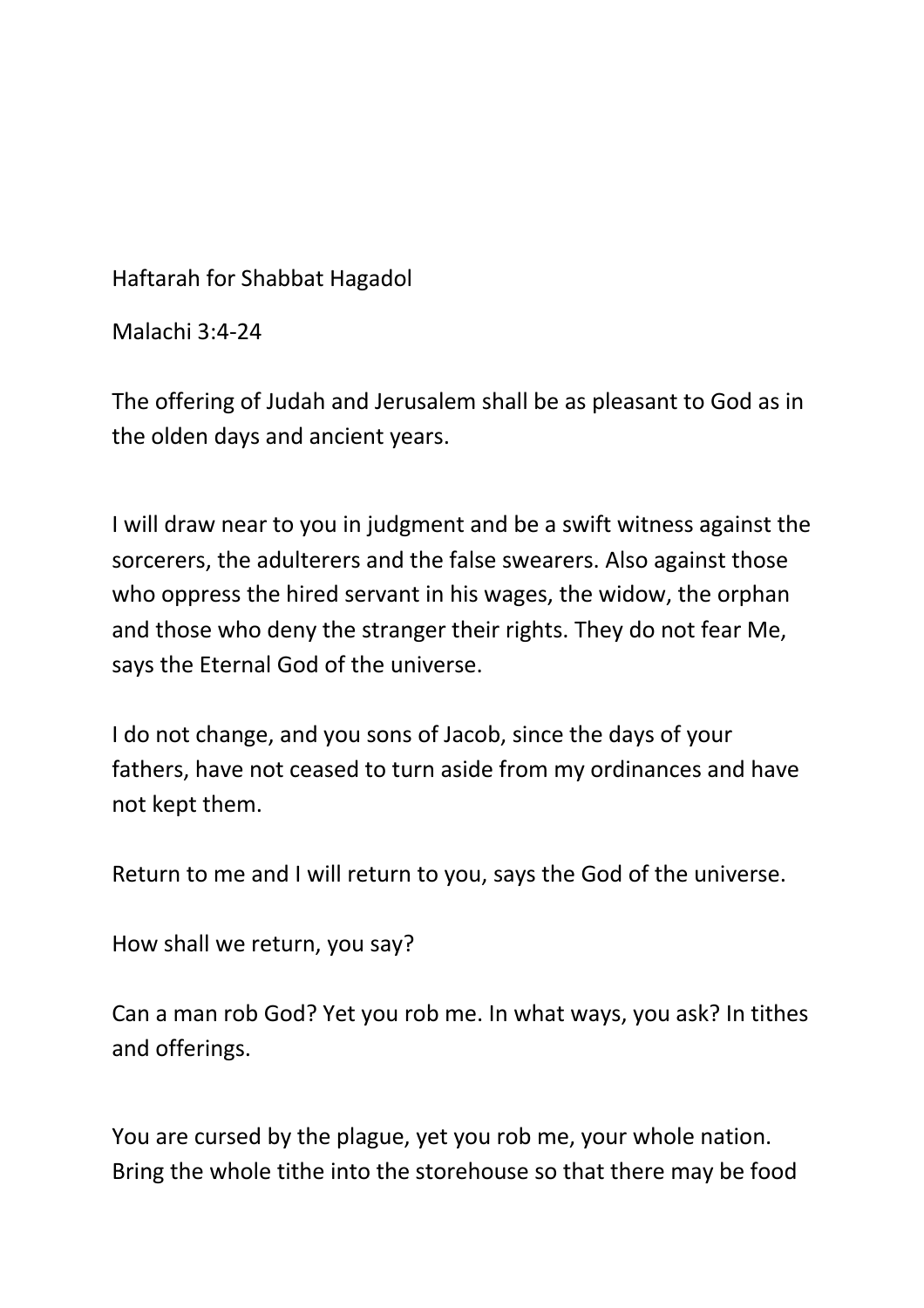Haftarah for Shabbat Hagadol

Malachi 3:4-24

The offering of Judah and Jerusalem shall be as pleasant to God as in the olden days and ancient years.

I will draw near to you in judgment and be a swift witness against the sorcerers, the adulterers and the false swearers. Also against those who oppress the hired servant in his wages, the widow, the orphan and those who deny the stranger their rights. They do not fear Me, says the Eternal God of the universe.

I do not change, and you sons of Jacob, since the days of your fathers, have not ceased to turn aside from my ordinances and have not kept them.

Return to me and I will return to you, says the God of the universe.

How shall we return, you say?

Can a man rob God? Yet you rob me. In what ways, you ask? In tithes and offerings.

You are cursed by the plague, yet you rob me, your whole nation. Bring the whole tithe into the storehouse so that there may be food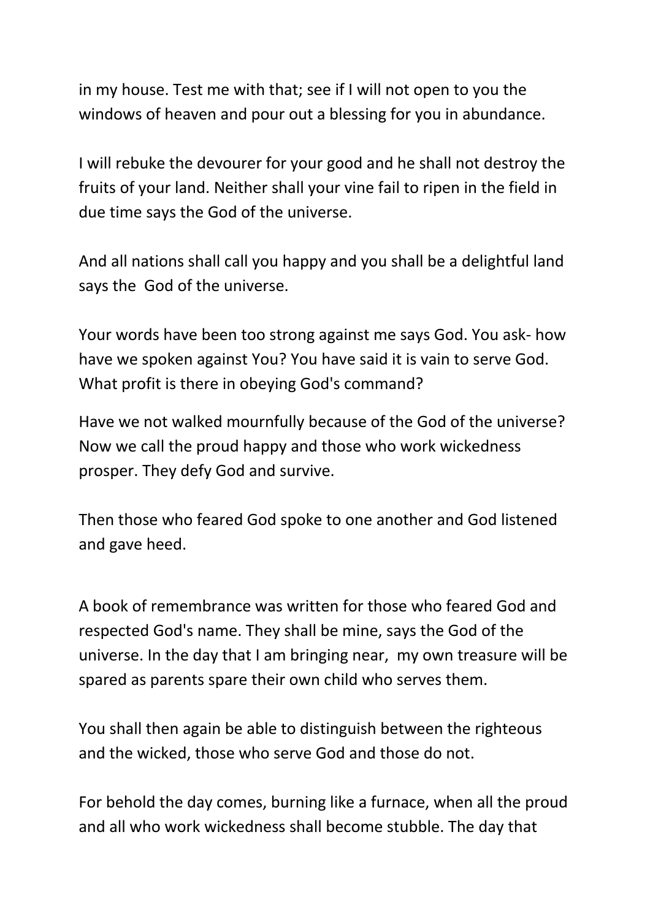in my house. Test me with that; see if I will not open to you the windows of heaven and pour out a blessing for you in abundance.

I will rebuke the devourer for your good and he shall not destroy the fruits of your land. Neither shall your vine fail to ripen in the field in due time says the God of the universe.

And all nations shall call you happy and you shall be a delightful land says the  God of the universe.

Your words have been too strong against me says God. You ask- how have we spoken against You? You have said it is vain to serve God. What profit is there in obeying God's command?

Have we not walked mournfully because of the God of the universe? Now we call the proud happy and those who work wickedness prosper. They defy God and survive.

Then those who feared God spoke to one another and God listened and gave heed.

A book of remembrance was written for those who feared God and respected God's name. They shall be mine, says the God of the universe. In the day that I am bringing near,  my own treasure will be spared as parents spare their own child who serves them.

You shall then again be able to distinguish between the righteous and the wicked, those who serve God and those do not.

For behold the day comes, burning like a furnace, when all the proud and all who work wickedness shall become stubble. The day that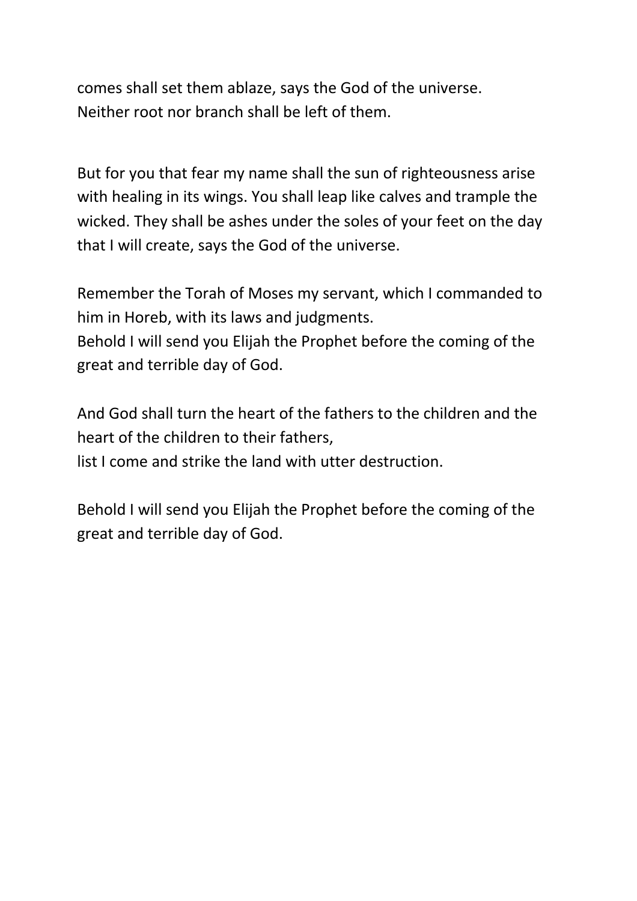comes shall set them ablaze, says the God of the universe.
Neither root nor branch shall be left of them.

But for you that fear my name shall the sun of righteousness arise with healing in its wings. You shall leap like calves and trample the wicked. They shall be ashes under the soles of your feet on the day that I will create, says the God of the universe.

Remember the Torah of Moses my servant, which I commanded to him in Horeb, with its laws and judgments.
Behold I will send you Elijah the Prophet before the coming of the great and terrible day of God.

And God shall turn the heart of the fathers to the children and the heart of the children to their fathers,
list I come and strike the land with utter destruction.

Behold I will send you Elijah the Prophet before the coming of the great and terrible day of God.